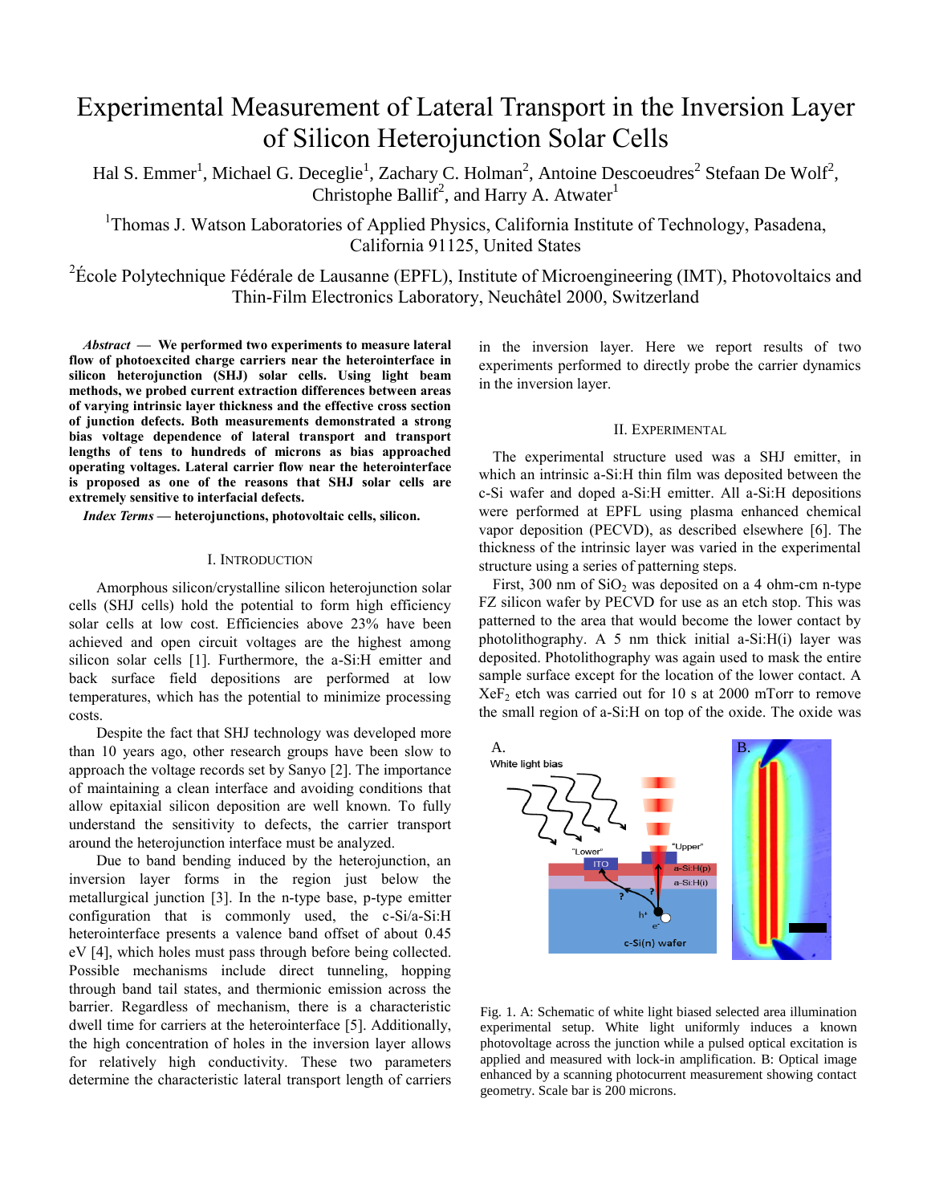# Experimental Measurement of Lateral Transport in the Inversion Layer of Silicon Heterojunction Solar Cells

Hal S. Emmer[1], Michael G. Deceglie[1], Zachary C. Holman[2], Antoine Descoeudres[2] Stefaan De Wolf[2], Christophe Ballif[2], and Harry A. Atwater[1]

[1]Thomas J. Watson Laboratories of Applied Physics, California Institute of Technology, Pasadena, California 91125, United States

[2]École Polytechnique Fédérale de Lausanne (EPFL), Institute of Microengineering (IMT), Photovoltaics and Thin-Film Electronics Laboratory, Neuchâtel 2000, Switzerland

***Abstract* — We performed two experiments to measure lateral flow of photoexcited charge carriers near the heterointerface in silicon heterojunction (SHJ) solar cells. Using light beam methods, we probed current extraction differences between areas of varying intrinsic layer thickness and the effective cross section of junction defects. Both measurements demonstrated a strong bias voltage dependence of lateral transport and transport lengths of tens to hundreds of microns as bias approached operating voltages. Lateral carrier flow near the heterointerface is proposed as one of the reasons that SHJ solar cells are extremely sensitive to interfacial defects.**

***Index Terms* — heterojunctions, photovoltaic cells, silicon.**

## I. Introduction

Amorphous silicon/crystalline silicon heterojunction solar cells (SHJ cells) hold the potential to form high efficiency solar cells at low cost. Efficiencies above 23% have been achieved and open circuit voltages are the highest among silicon solar cells [1]. Furthermore, the a-Si:H emitter and back surface field depositions are performed at low temperatures, which has the potential to minimize processing costs.

Despite the fact that SHJ technology was developed more than 10 years ago, other research groups have been slow to approach the voltage records set by Sanyo [2]. The importance of maintaining a clean interface and avoiding conditions that allow epitaxial silicon deposition are well known. To fully understand the sensitivity to defects, the carrier transport around the heterojunction interface must be analyzed.

Due to band bending induced by the heterojunction, an inversion layer forms in the region just below the metallurgical junction [3]. In the n-type base, p-type emitter configuration that is commonly used, the c-Si/a-Si:H heterointerface presents a valence band offset of about 0.45 eV [4], which holes must pass through before being collected. Possible mechanisms include direct tunneling, hopping through band tail states, and thermionic emission across the barrier. Regardless of mechanism, there is a characteristic dwell time for carriers at the heterointerface [5]. Additionally, the high concentration of holes in the inversion layer allows for relatively high conductivity. These two parameters determine the characteristic lateral transport length of carriers in the inversion layer. Here we report results of two experiments performed to directly probe the carrier dynamics in the inversion layer.

## II. Experimental

The experimental structure used was a SHJ emitter, in which an intrinsic a-Si:H thin film was deposited between the c-Si wafer and doped a-Si:H emitter. All a-Si:H depositions were performed at EPFL using plasma enhanced chemical vapor deposition (PECVD), as described elsewhere [6]. The thickness of the intrinsic layer was varied in the experimental structure using a series of patterning steps.

First, 300 nm of $SiO_2$ was deposited on a 4 ohm-cm n-type FZ silicon wafer by PECVD for use as an etch stop. This was patterned to the area that would become the lower contact by photolithography. A 5 nm thick initial a-Si:H(i) layer was deposited. Photolithography was again used to mask the entire sample surface except for the location of the lower contact. A $XeF_2$ etch was carried out for 10 s at 2000 mTorr to remove the small region of a-Si:H on top of the oxide. The oxide was

A.

White light bias

"Lower"

"Upper"

ITO

a-Si:H(p)

a-Si:H(i)

c-Si(n) wafer

B.

Fig. 1. A: Schematic of white light biased selected area illumination experimental setup. White light uniformly induces a known photovoltage across the junction while a pulsed optical excitation is applied and measured with lock-in amplification. B: Optical image enhanced by a scanning photocurrent measurement showing contact geometry. Scale bar is 200 microns.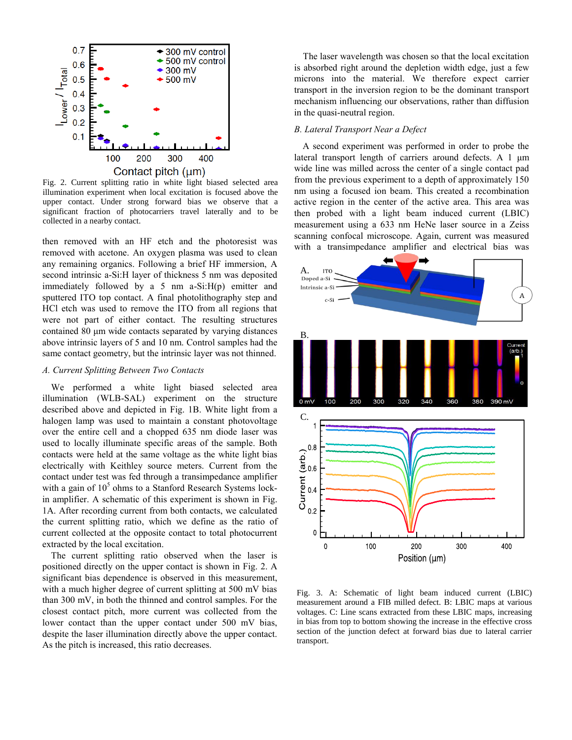0.7
0.6
0.5
0.4
0.3
0.2
0.1

$I_{Lower} / I_{Total}$

100 200 300 400

Contact pitch (µm)

300 mV control
500 mV control
300 mV
500 mV

Fig. 2. Current splitting ratio in white light biased selected area illumination experiment when local excitation is focused above the upper contact. Under strong forward bias we observe that a significant fraction of photocarriers travel laterally and to be collected in a nearby contact.

then removed with an HF etch and the photoresist was removed with acetone. An oxygen plasma was used to clean any remaining organics. Following a brief HF immersion, A second intrinsic a-Si:H layer of thickness 5 nm was deposited immediately followed by a 5 nm a-Si:H(p) emitter and sputtered ITO top contact. A final photolithography step and HCl etch was used to remove the ITO from all regions that were not part of either contact. The resulting structures contained 80 µm wide contacts separated by varying distances above intrinsic layers of 5 and 10 nm. Control samples had the same contact geometry, but the intrinsic layer was not thinned.

### *A. Current Splitting Between Two Contacts*

We performed a white light biased selected area illumination (WLB-SAL) experiment on the structure described above and depicted in Fig. 1B. White light from a halogen lamp was used to maintain a constant photovoltage over the entire cell and a chopped 635 nm diode laser was used to locally illuminate specific areas of the sample. Both contacts were held at the same voltage as the white light bias electrically with Keithley source meters. Current from the contact under test was fed through a transimpedance amplifier with a gain of $10^5$ ohms to a Stanford Research Systems lock-in amplifier. A schematic of this experiment is shown in Fig. 1A. After recording current from both contacts, we calculated the current splitting ratio, which we define as the ratio of current collected at the opposite contact to total photocurrent extracted by the local excitation.

The current splitting ratio observed when the laser is positioned directly on the upper contact is shown in Fig. 2. A significant bias dependence is observed in this measurement, with a much higher degree of current splitting at 500 mV bias than 300 mV, in both the thinned and control samples. For the closest contact pitch, more current was collected from the lower contact than the upper contact under 500 mV bias, despite the laser illumination directly above the upper contact. As the pitch is increased, this ratio decreases.

The laser wavelength was chosen so that the local excitation is absorbed right around the depletion width edge, just a few microns into the material. We therefore expect carrier transport in the inversion region to be the dominant transport mechanism influencing our observations, rather than diffusion in the quasi-neutral region.

### *B. Lateral Transport Near a Defect*

A second experiment was performed in order to probe the lateral transport length of carriers around defects. A 1 µm wide line was milled across the center of a single contact pad from the previous experiment to a depth of approximately 150 nm using a focused ion beam. This created a recombination active region in the center of the active area. This area was then probed with a light beam induced current (LBIC) measurement using a 633 nm HeNe laser source in a Zeiss scanning confocal microscope. Again, current was measured with a transimpedance amplifier and electrical bias was

A. ITO
Doped a-Si
Intrinsic a-Si
c-Si
A

B.
0 mV 100 200 300 320 340 360 380 390 mV
Current (arb.) 1 0

C.
Current (arb.)
1 0.8 0.6 0.4 0.2 0
0 100 200 300 400
Position (µm)

Fig. 3. A: Schematic of light beam induced current (LBIC) measurement around a FIB milled defect. B: LBIC maps at various voltages. C: Line scans extracted from these LBIC maps, increasing in bias from top to bottom showing the increase in the effective cross section of the junction defect at forward bias due to lateral carrier transport.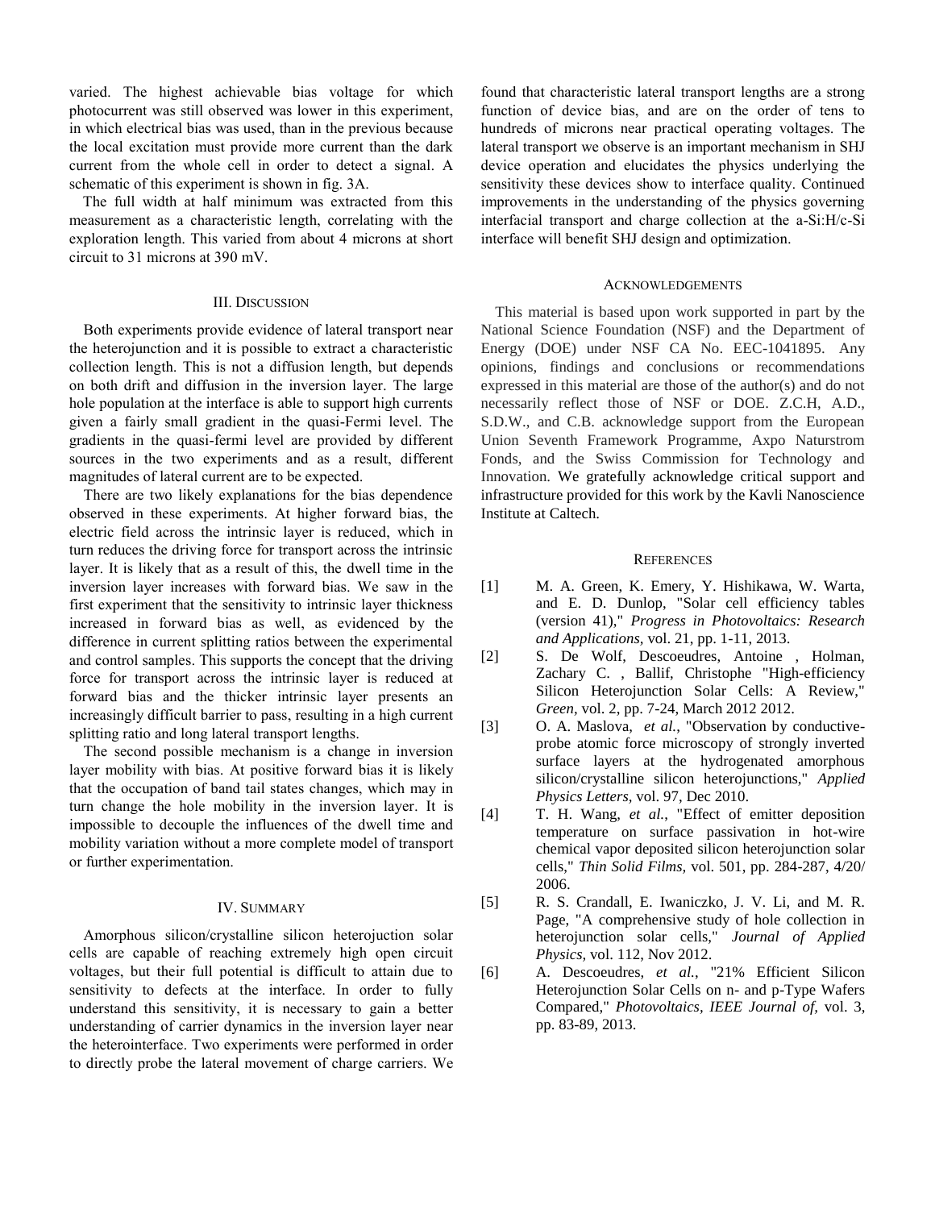varied. The highest achievable bias voltage for which photocurrent was still observed was lower in this experiment, in which electrical bias was used, than in the previous because the local excitation must provide more current than the dark current from the whole cell in order to detect a signal. A schematic of this experiment is shown in fig. 3A.

The full width at half minimum was extracted from this measurement as a characteristic length, correlating with the exploration length. This varied from about 4 microns at short circuit to 31 microns at 390 mV.

## III. Discussion

Both experiments provide evidence of lateral transport near the heterojunction and it is possible to extract a characteristic collection length. This is not a diffusion length, but depends on both drift and diffusion in the inversion layer. The large hole population at the interface is able to support high currents given a fairly small gradient in the quasi-Fermi level. The gradients in the quasi-fermi level are provided by different sources in the two experiments and as a result, different magnitudes of lateral current are to be expected.

There are two likely explanations for the bias dependence observed in these experiments. At higher forward bias, the electric field across the intrinsic layer is reduced, which in turn reduces the driving force for transport across the intrinsic layer. It is likely that as a result of this, the dwell time in the inversion layer increases with forward bias. We saw in the first experiment that the sensitivity to intrinsic layer thickness increased in forward bias as well, as evidenced by the difference in current splitting ratios between the experimental and control samples. This supports the concept that the driving force for transport across the intrinsic layer is reduced at forward bias and the thicker intrinsic layer presents an increasingly difficult barrier to pass, resulting in a high current splitting ratio and long lateral transport lengths.

The second possible mechanism is a change in inversion layer mobility with bias. At positive forward bias it is likely that the occupation of band tail states changes, which may in turn change the hole mobility in the inversion layer. It is impossible to decouple the influences of the dwell time and mobility variation without a more complete model of transport or further experimentation.

## IV. Summary

Amorphous silicon/crystalline silicon heterojuction solar cells are capable of reaching extremely high open circuit voltages, but their full potential is difficult to attain due to sensitivity to defects at the interface. In order to fully understand this sensitivity, it is necessary to gain a better understanding of carrier dynamics in the inversion layer near the heterointerface. Two experiments were performed in order to directly probe the lateral movement of charge carriers. We found that characteristic lateral transport lengths are a strong function of device bias, and are on the order of tens to hundreds of microns near practical operating voltages. The lateral transport we observe is an important mechanism in SHJ device operation and elucidates the physics underlying the sensitivity these devices show to interface quality. Continued improvements in the understanding of the physics governing interfacial transport and charge collection at the a-Si:H/c-Si interface will benefit SHJ design and optimization.

## Acknowledgements

This material is based upon work supported in part by the National Science Foundation (NSF) and the Department of Energy (DOE) under NSF CA No. EEC-1041895. Any opinions, findings and conclusions or recommendations expressed in this material are those of the author(s) and do not necessarily reflect those of NSF or DOE. Z.C.H, A.D., S.D.W., and C.B. acknowledge support from the European Union Seventh Framework Programme, Axpo Naturstrom Fonds, and the Swiss Commission for Technology and Innovation. We gratefully acknowledge critical support and infrastructure provided for this work by the Kavli Nanoscience Institute at Caltech.

## References

[1] M. A. Green, K. Emery, Y. Hishikawa, W. Warta, and E. D. Dunlop, "Solar cell efficiency tables (version 41)," *Progress in Photovoltaics: Research and Applications,* vol. 21, pp. 1-11, 2013.

[2] S. De Wolf, Descoeudres, Antoine , Holman, Zachary C. , Ballif, Christophe "High-efficiency Silicon Heterojunction Solar Cells: A Review," *Green,* vol. 2, pp. 7-24, March 2012 2012.

[3] O. A. Maslova, *et al.*, "Observation by conductive-probe atomic force microscopy of strongly inverted surface layers at the hydrogenated amorphous silicon/crystalline silicon heterojunctions," *Applied Physics Letters,* vol. 97, Dec 2010.

[4] T. H. Wang, *et al.*, "Effect of emitter deposition temperature on surface passivation in hot-wire chemical vapor deposited silicon heterojunction solar cells," *Thin Solid Films,* vol. 501, pp. 284-287, 4/20/ 2006.

[5] R. S. Crandall, E. Iwaniczko, J. V. Li, and M. R. Page, "A comprehensive study of hole collection in heterojunction solar cells," *Journal of Applied Physics,* vol. 112, Nov 2012.

[6] A. Descoeudres, *et al.*, "21% Efficient Silicon Heterojunction Solar Cells on n- and p-Type Wafers Compared," *Photovoltaics, IEEE Journal of,* vol. 3, pp. 83-89, 2013.